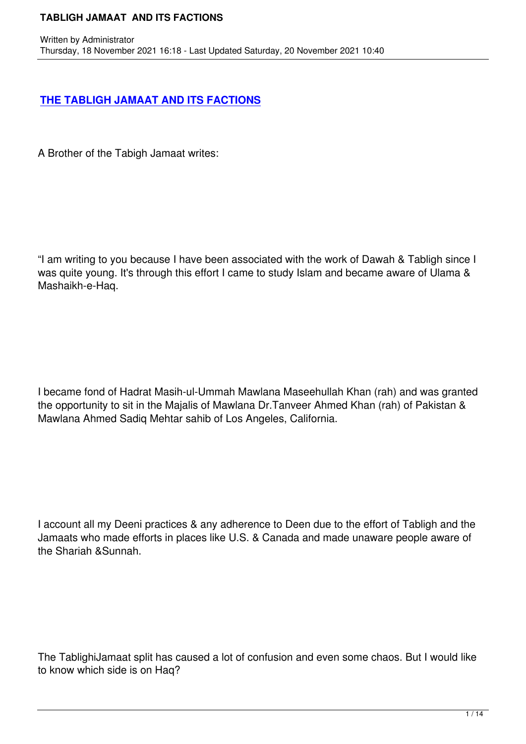# THE TABLIGH JAMAAT AND ITS FACTIONS

A Brother of the Tabigh Jamaat writes:

"I am writing to you because I have been associated with the work of Dawah & Tabligh since I was quite young. It's through this effort I came to study Islam and became aware of Ulama & Mashaikh-e-Haq.

I became fond of Hadrat Masih-ul-Ummah Mawlana Maseehullah Khan (rah) and was granted the opportunity to sit in the Majalis of Mawlana Dr.Tanveer Ahmed Khan (rah) of Pakistan & Mawlana Ahmed Sadiq Mehtar sahib of Los Angeles, California.

I account all my Deeni practices & any adherence to Deen due to the effort of Tabligh and the Jamaats who made efforts in places like U.S. & Canada and made unaware people aware of the Shariah &Sunnah.

The TablighiJamaat split has caused a lot of confusion and even some chaos. But I would like to know which side is on Haq?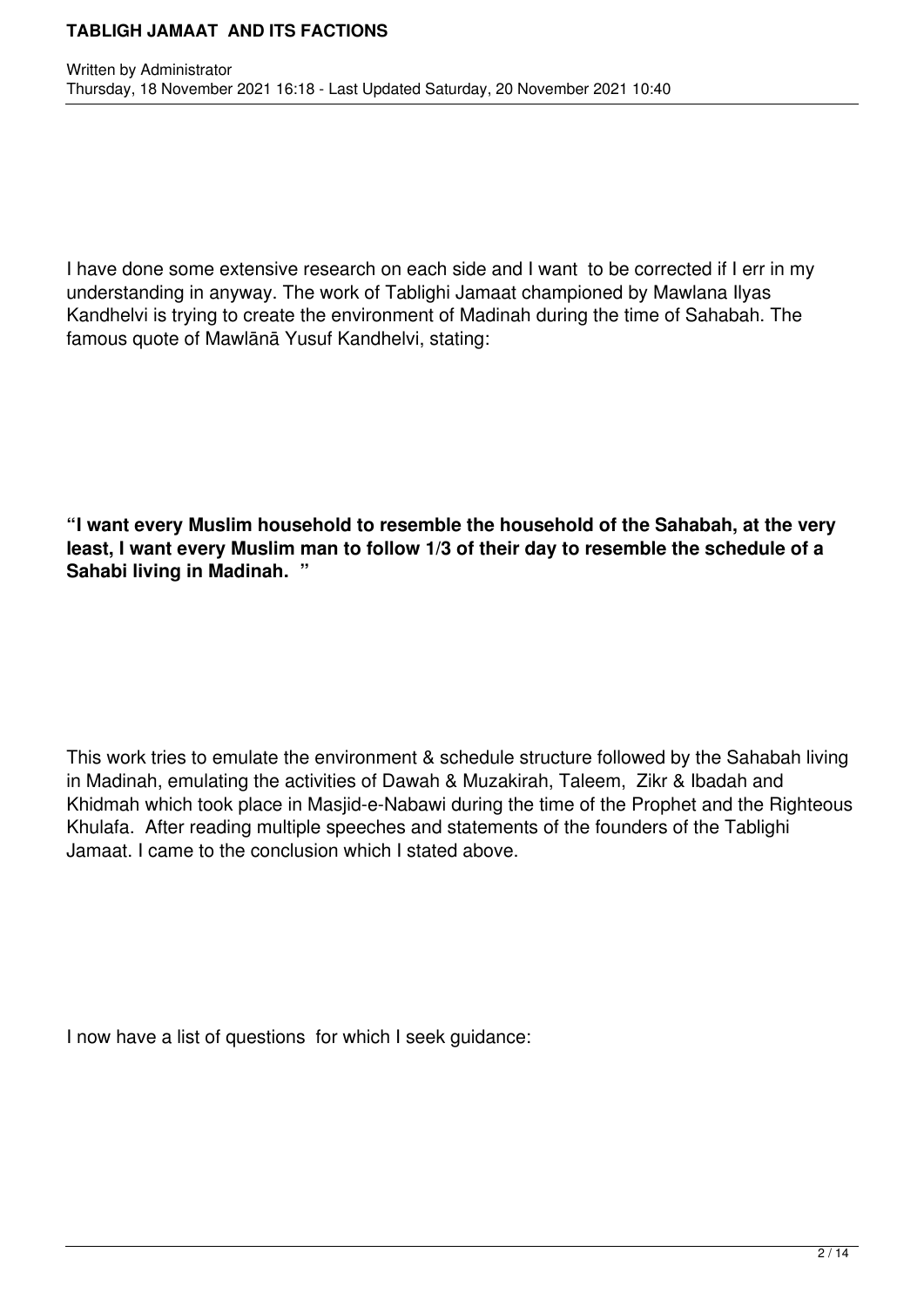I have done some extensive research on each side and I want  to be corrected if I err in my understanding in anyway. The work of Tablighi Jamaat championed by Mawlana Ilyas Kandhelvi is trying to create the environment of Madinah during the time of Sahabah. The famous quote of Mawlānā Yusuf Kandhelvi, stating:

**"I want every Muslim household to resemble the household of the Sahabah, at the very least, I want every Muslim man to follow 1/3 of their day to resemble the schedule of a Sahabi living in Madinah. "**

This work tries to emulate the environment & schedule structure followed by the Sahabah living in Madinah, emulating the activities of Dawah & Muzakirah, Taleem,  Zikr & Ibadah and Khidmah which took place in Masjid-e-Nabawi during the time of the Prophet and the Righteous Khulafa.  After reading multiple speeches and statements of the founders of the Tablighi Jamaat. I came to the conclusion which I stated above.

I now have a list of questions  for which I seek guidance: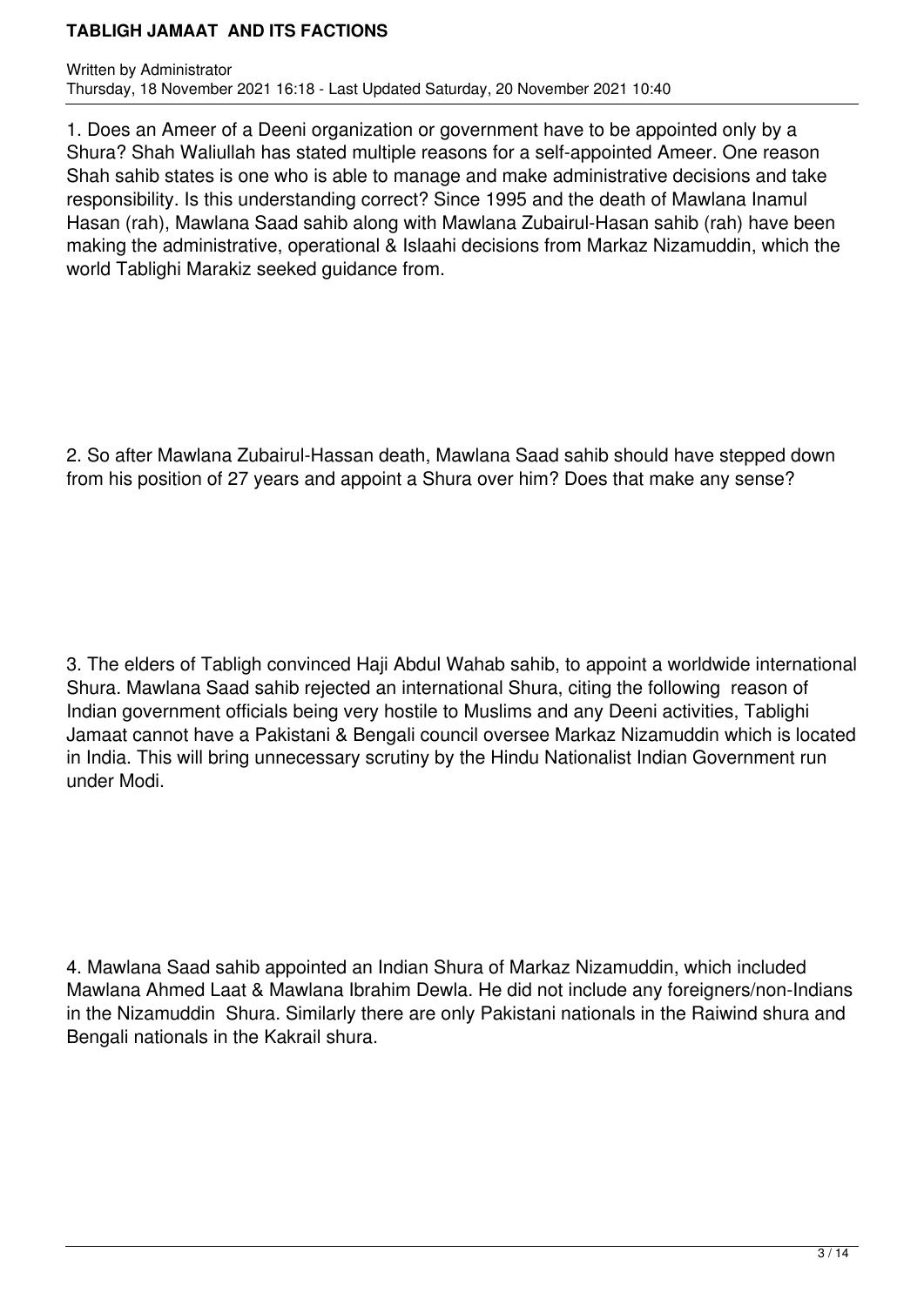1. Does an Ameer of a Deeni organization or government have to be appointed only by a Shura? Shah Waliullah has stated multiple reasons for a self-appointed Ameer. One reason Shah sahib states is one who is able to manage and make administrative decisions and take responsibility. Is this understanding correct? Since 1995 and the death of Mawlana Inamul Hasan (rah), Mawlana Saad sahib along with Mawlana Zubairul-Hasan sahib (rah) have been making the administrative, operational & Islaahi decisions from Markaz Nizamuddin, which the world Tablighi Marakiz seeked guidance from.

2. So after Mawlana Zubairul-Hassan death, Mawlana Saad sahib should have stepped down from his position of 27 years and appoint a Shura over him? Does that make any sense?

3. The elders of Tabligh convinced Haji Abdul Wahab sahib, to appoint a worldwide international Shura. Mawlana Saad sahib rejected an international Shura, citing the following reason of Indian government officials being very hostile to Muslims and any Deeni activities, Tablighi Jamaat cannot have a Pakistani & Bengali council oversee Markaz Nizamuddin which is located in India. This will bring unnecessary scrutiny by the Hindu Nationalist Indian Government run under Modi.

4. Mawlana Saad sahib appointed an Indian Shura of Markaz Nizamuddin, which included Mawlana Ahmed Laat & Mawlana Ibrahim Dewla. He did not include any foreigners/non-Indians in the Nizamuddin Shura. Similarly there are only Pakistani nationals in the Raiwind shura and Bengali nationals in the Kakrail shura.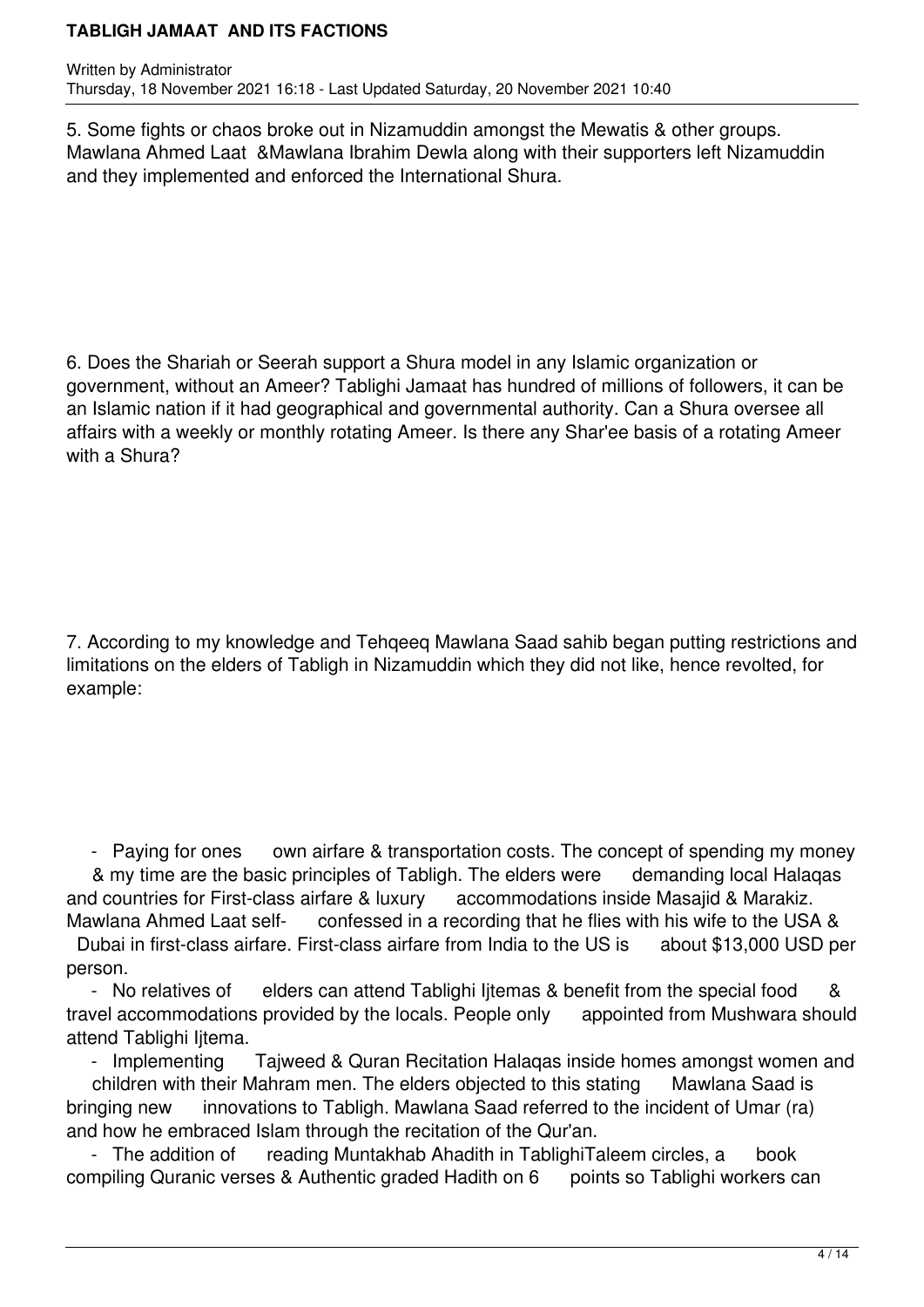5. Some fights or chaos broke out in Nizamuddin amongst the Mewatis & other groups. Mawlana Ahmed Laat &Mawlana Ibrahim Dewla along with their supporters left Nizamuddin and they implemented and enforced the International Shura.

6. Does the Shariah or Seerah support a Shura model in any Islamic organization or government, without an Ameer? Tablighi Jamaat has hundred of millions of followers, it can be an Islamic nation if it had geographical and governmental authority. Can a Shura oversee all affairs with a weekly or monthly rotating Ameer. Is there any Shar'ee basis of a rotating Ameer with a Shura?

7. According to my knowledge and Tehqeeq Mawlana Saad sahib began putting restrictions and limitations on the elders of Tabligh in Nizamuddin which they did not like, hence revolted, for example:

- Paying for ones own airfare & transportation costs. The concept of spending my money & my time are the basic principles of Tabligh. The elders were demanding local Halaqas and countries for First-class airfare & luxury accommodations inside Masajid & Marakiz. Mawlana Ahmed Laat self- confessed in a recording that he flies with his wife to the USA & Dubai in first-class airfare. First-class airfare from India to the US is about $13,000 USD per person.
- No relatives of elders can attend Tablighi Ijtemas & benefit from the special food & travel accommodations provided by the locals. People only appointed from Mushwara should attend Tablighi Ijtema.
- Implementing Tajweed & Quran Recitation Halaqas inside homes amongst women and children with their Mahram men. The elders objected to this stating Mawlana Saad is bringing new innovations to Tabligh. Mawlana Saad referred to the incident of Umar (ra) and how he embraced Islam through the recitation of the Qur'an.
- The addition of reading Muntakhab Ahadith in TablighiTaleem circles, a book compiling Quranic verses & Authentic graded Hadith on 6 points so Tablighi workers can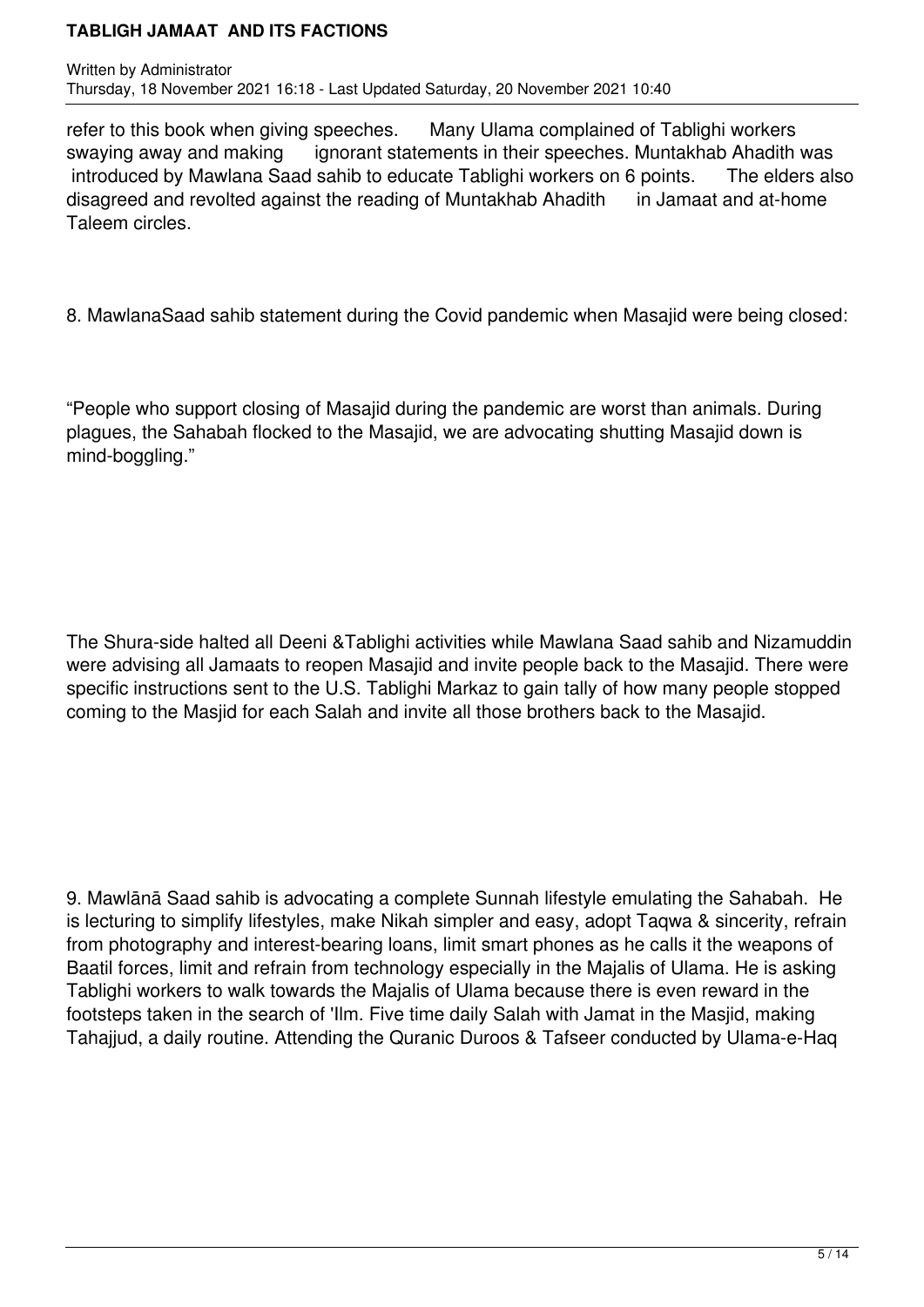refer to this book when giving speeches. Many Ulama complained of Tablighi workers swaying away and making ignorant statements in their speeches. Muntakhab Ahadith was introduced by Mawlana Saad sahib to educate Tablighi workers on 6 points. The elders also disagreed and revolted against the reading of Muntakhab Ahadith in Jamaat and at-home Taleem circles.

8. MawlanaSaad sahib statement during the Covid pandemic when Masajid were being closed:

"People who support closing of Masajid during the pandemic are worst than animals. During plagues, the Sahabah flocked to the Masajid, we are advocating shutting Masajid down is mind-boggling."

The Shura-side halted all Deeni &Tablighi activities while Mawlana Saad sahib and Nizamuddin were advising all Jamaats to reopen Masajid and invite people back to the Masajid. There were specific instructions sent to the U.S. Tablighi Markaz to gain tally of how many people stopped coming to the Masjid for each Salah and invite all those brothers back to the Masajid.

9. Mawlānā Saad sahib is advocating a complete Sunnah lifestyle emulating the Sahabah. He is lecturing to simplify lifestyles, make Nikah simpler and easy, adopt Taqwa & sincerity, refrain from photography and interest-bearing loans, limit smart phones as he calls it the weapons of Baatil forces, limit and refrain from technology especially in the Majalis of Ulama. He is asking Tablighi workers to walk towards the Majalis of Ulama because there is even reward in the footsteps taken in the search of 'Ilm. Five time daily Salah with Jamat in the Masjid, making Tahajjud, a daily routine. Attending the Quranic Duroos & Tafseer conducted by Ulama-e-Haq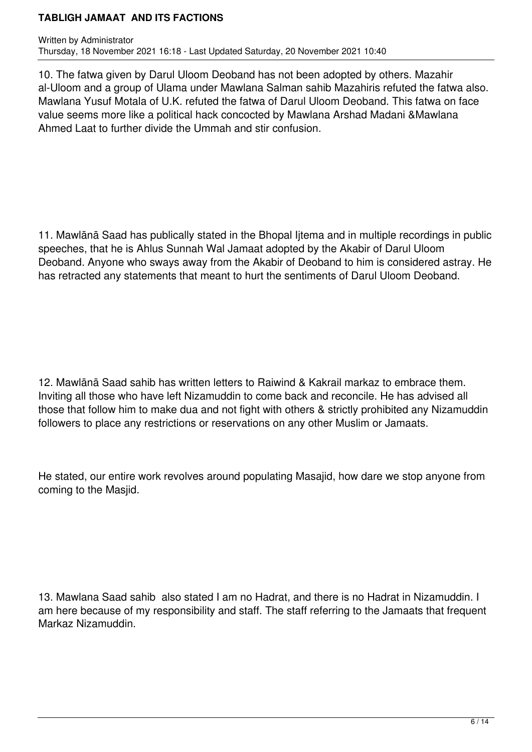10. The fatwa given by Darul Uloom Deoband has not been adopted by others. Mazahir al-Uloom and a group of Ulama under Mawlana Salman sahib Mazahiris refuted the fatwa also. Mawlana Yusuf Motala of U.K. refuted the fatwa of Darul Uloom Deoband. This fatwa on face value seems more like a political hack concocted by Mawlana Arshad Madani &Mawlana Ahmed Laat to further divide the Ummah and stir confusion.

11. Mawlānā Saad has publically stated in the Bhopal Ijtema and in multiple recordings in public speeches, that he is Ahlus Sunnah Wal Jamaat adopted by the Akabir of Darul Uloom Deoband. Anyone who sways away from the Akabir of Deoband to him is considered astray. He has retracted any statements that meant to hurt the sentiments of Darul Uloom Deoband.

12. Mawlānā Saad sahib has written letters to Raiwind & Kakrail markaz to embrace them. Inviting all those who have left Nizamuddin to come back and reconcile. He has advised all those that follow him to make dua and not fight with others & strictly prohibited any Nizamuddin followers to place any restrictions or reservations on any other Muslim or Jamaats.

He stated, our entire work revolves around populating Masajid, how dare we stop anyone from coming to the Masjid.

13. Mawlana Saad sahib also stated I am no Hadrat, and there is no Hadrat in Nizamuddin. I am here because of my responsibility and staff. The staff referring to the Jamaats that frequent Markaz Nizamuddin.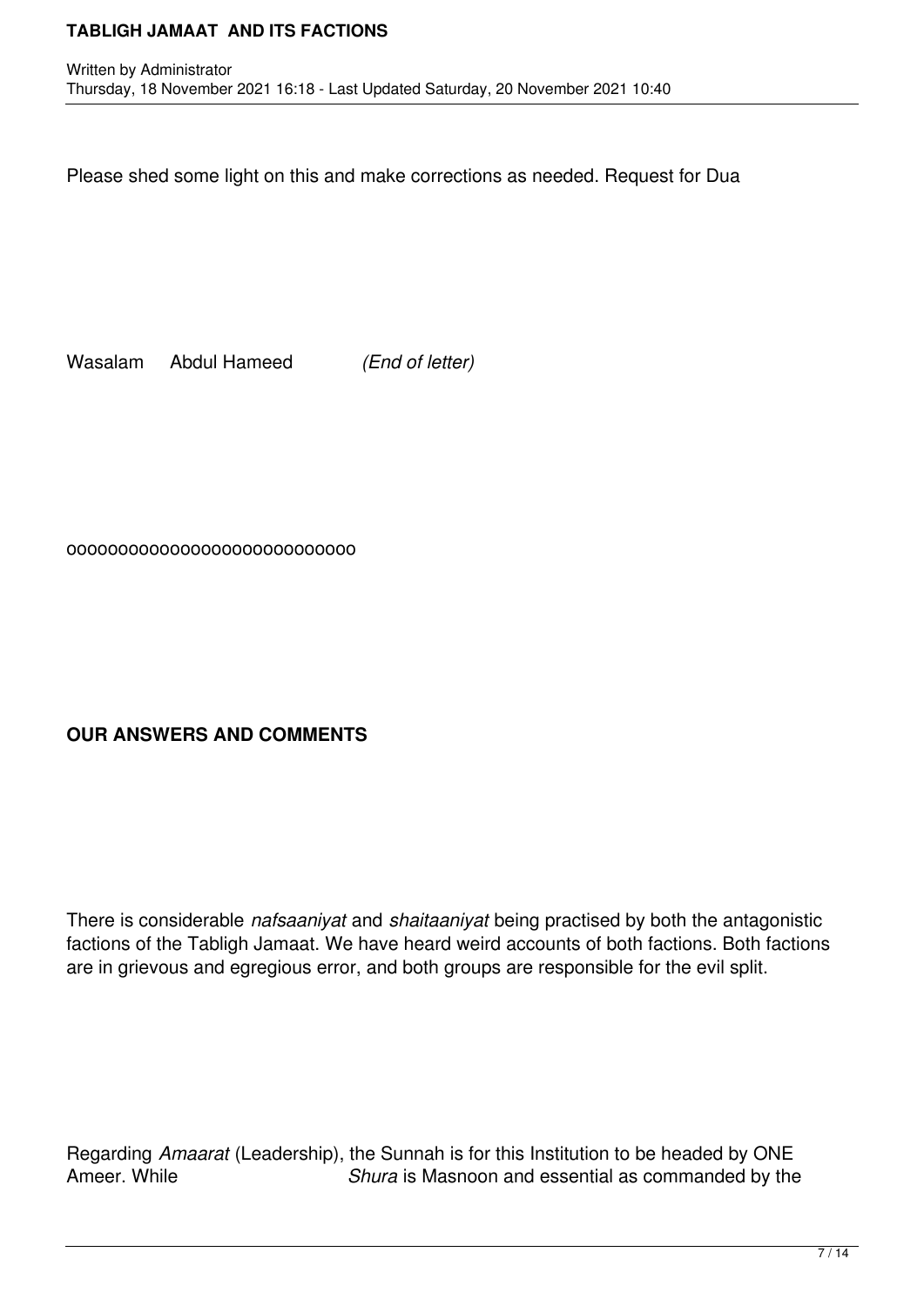Please shed some light on this and make corrections as needed. Request for Dua

Wasalam Abdul Hameed *(End of letter)*

ooooooooooooooooooooooooooo

**OUR ANSWERS AND COMMENTS**

There is considerable *nafsaaniyat* and *shaitaaniyat* being practised by both the antagonistic factions of the Tabligh Jamaat. We have heard weird accounts of both factions. Both factions are in grievous and egregious error, and both groups are responsible for the evil split.

Regarding *Amaarat* (Leadership), the Sunnah is for this Institution to be headed by ONE Ameer. While *Shura* is Masnoon and essential as commanded by the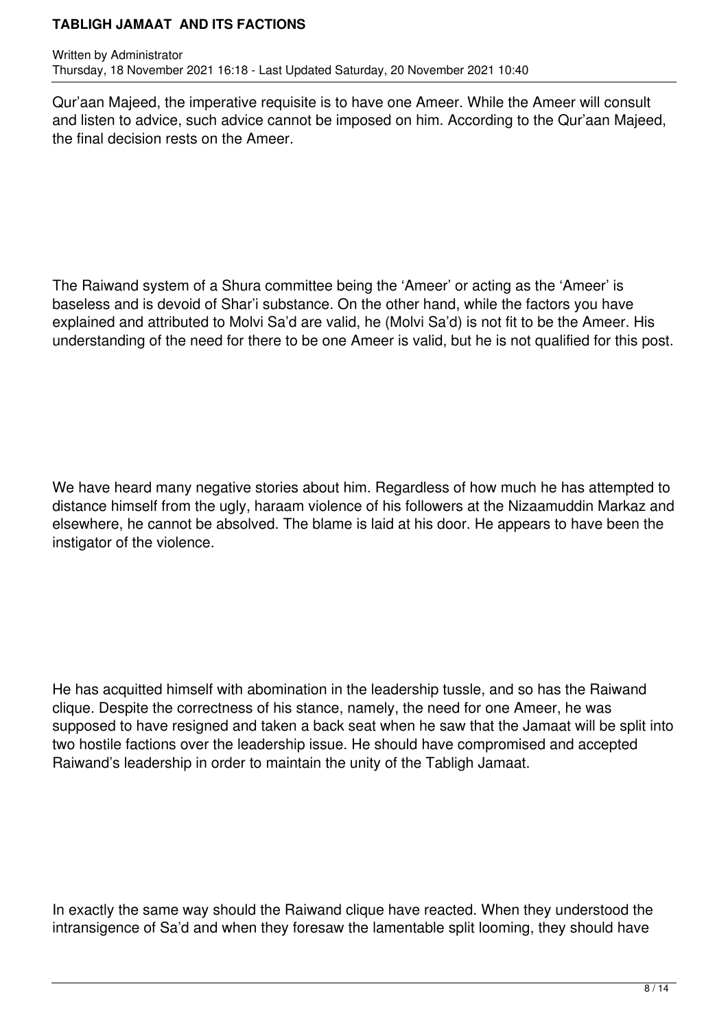Qur'aan Majeed, the imperative requisite is to have one Ameer. While the Ameer will consult and listen to advice, such advice cannot be imposed on him. According to the Qur'aan Majeed, the final decision rests on the Ameer.

The Raiwand system of a Shura committee being the 'Ameer' or acting as the 'Ameer' is baseless and is devoid of Shar'i substance. On the other hand, while the factors you have explained and attributed to Molvi Sa'd are valid, he (Molvi Sa'd) is not fit to be the Ameer. His understanding of the need for there to be one Ameer is valid, but he is not qualified for this post.

We have heard many negative stories about him. Regardless of how much he has attempted to distance himself from the ugly, haraam violence of his followers at the Nizaamuddin Markaz and elsewhere, he cannot be absolved. The blame is laid at his door. He appears to have been the instigator of the violence.

He has acquitted himself with abomination in the leadership tussle, and so has the Raiwand clique. Despite the correctness of his stance, namely, the need for one Ameer, he was supposed to have resigned and taken a back seat when he saw that the Jamaat will be split into two hostile factions over the leadership issue. He should have compromised and accepted Raiwand's leadership in order to maintain the unity of the Tabligh Jamaat.

In exactly the same way should the Raiwand clique have reacted. When they understood the intransigence of Sa'd and when they foresaw the lamentable split looming, they should have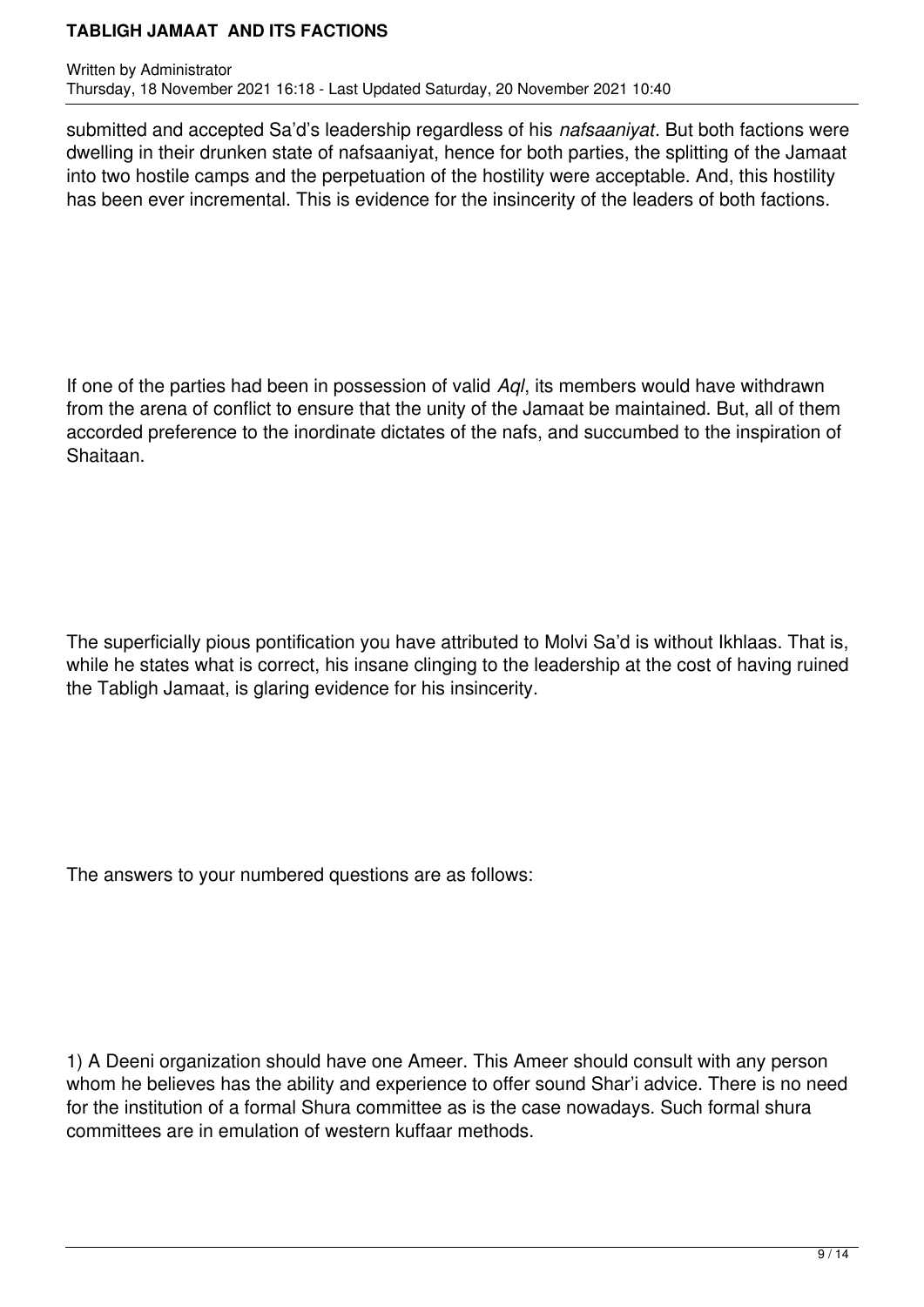submitted and accepted Sa'd's leadership regardless of his *nafsaaniyat*. But both factions were dwelling in their drunken state of nafsaaniyat, hence for both parties, the splitting of the Jamaat into two hostile camps and the perpetuation of the hostility were acceptable. And, this hostility has been ever incremental. This is evidence for the insincerity of the leaders of both factions.

If one of the parties had been in possession of valid *Aql*, its members would have withdrawn from the arena of conflict to ensure that the unity of the Jamaat be maintained. But, all of them accorded preference to the inordinate dictates of the nafs, and succumbed to the inspiration of Shaitaan.

The superficially pious pontification you have attributed to Molvi Sa'd is without Ikhlaas. That is, while he states what is correct, his insane clinging to the leadership at the cost of having ruined the Tabligh Jamaat, is glaring evidence for his insincerity.

The answers to your numbered questions are as follows:

1) A Deeni organization should have one Ameer. This Ameer should consult with any person whom he believes has the ability and experience to offer sound Shar'i advice. There is no need for the institution of a formal Shura committee as is the case nowadays. Such formal shura committees are in emulation of western kuffaar methods.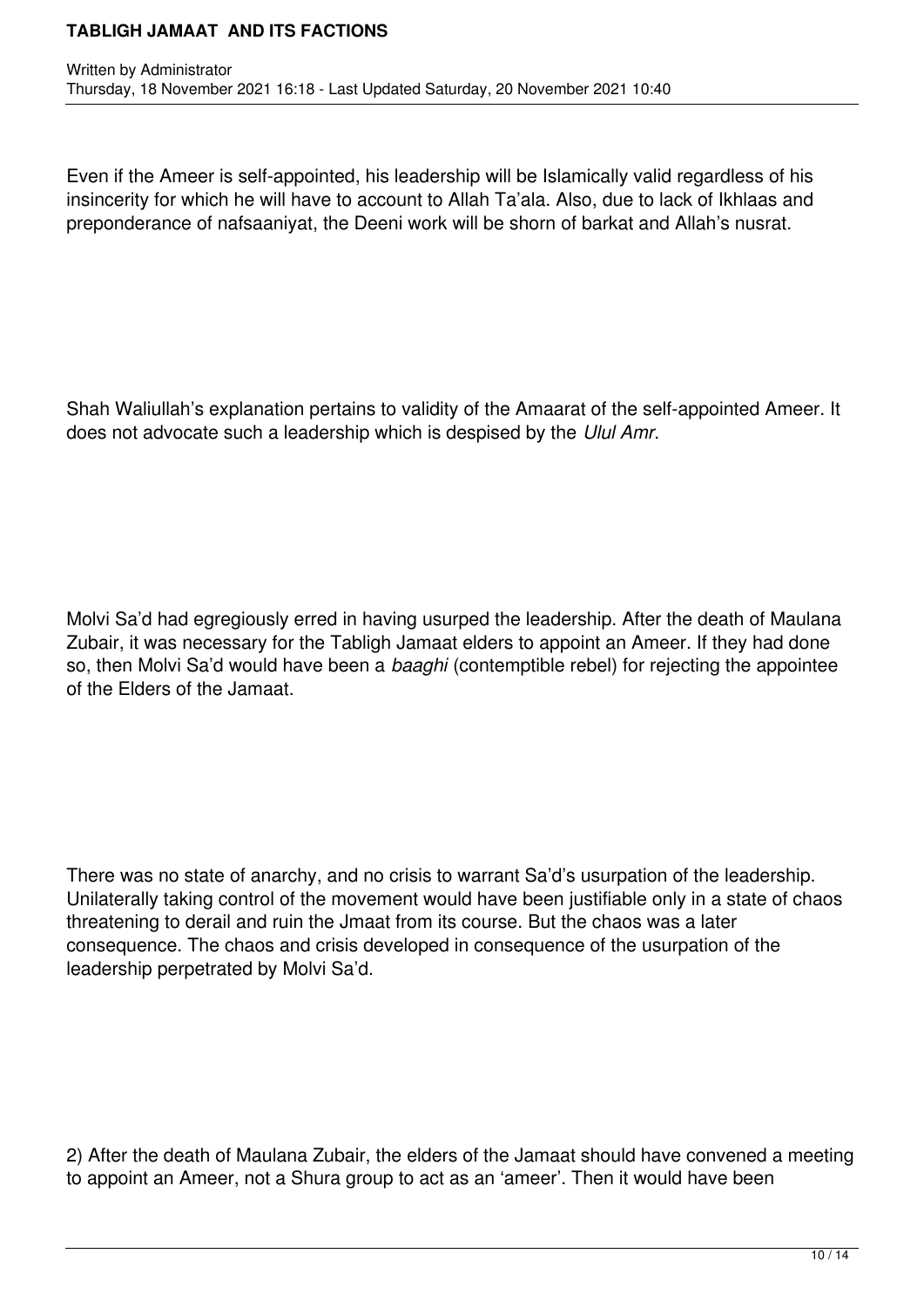Even if the Ameer is self-appointed, his leadership will be Islamically valid regardless of his insincerity for which he will have to account to Allah Ta'ala. Also, due to lack of Ikhlaas and preponderance of nafsaaniyat, the Deeni work will be shorn of barkat and Allah's nusrat.

Shah Waliullah's explanation pertains to validity of the Amaarat of the self-appointed Ameer. It does not advocate such a leadership which is despised by the *Ulul Amr.*

Molvi Sa'd had egregiously erred in having usurped the leadership. After the death of Maulana Zubair, it was necessary for the Tabligh Jamaat elders to appoint an Ameer. If they had done so, then Molvi Sa'd would have been a *baaghi* (contemptible rebel) for rejecting the appointee of the Elders of the Jamaat.

There was no state of anarchy, and no crisis to warrant Sa'd's usurpation of the leadership. Unilaterally taking control of the movement would have been justifiable only in a state of chaos threatening to derail and ruin the Jmaat from its course. But the chaos was a later consequence. The chaos and crisis developed in consequence of the usurpation of the leadership perpetrated by Molvi Sa'd.

2) After the death of Maulana Zubair, the elders of the Jamaat should have convened a meeting to appoint an Ameer, not a Shura group to act as an 'ameer'. Then it would have been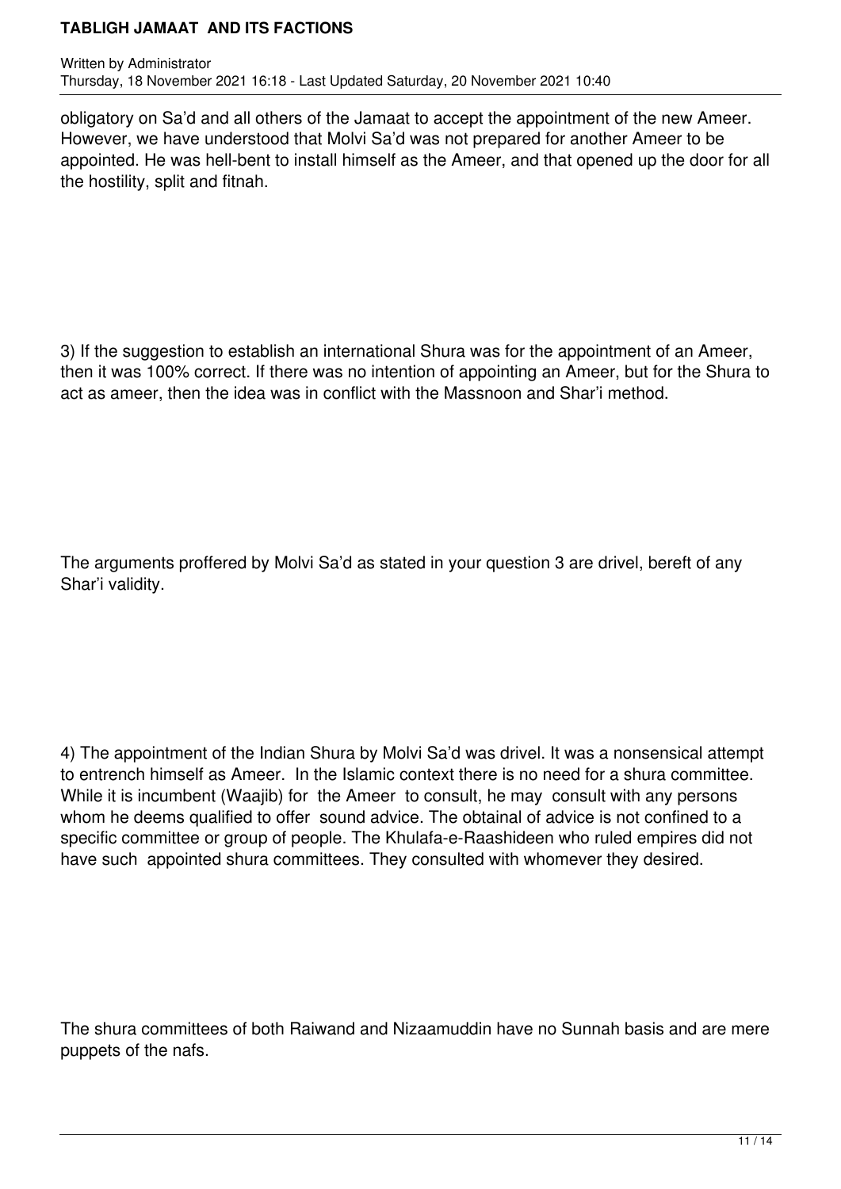obligatory on Sa'd and all others of the Jamaat to accept the appointment of the new Ameer. However, we have understood that Molvi Sa'd was not prepared for another Ameer to be appointed. He was hell-bent to install himself as the Ameer, and that opened up the door for all the hostility, split and fitnah.

3) If the suggestion to establish an international Shura was for the appointment of an Ameer, then it was 100% correct. If there was no intention of appointing an Ameer, but for the Shura to act as ameer, then the idea was in conflict with the Massnoon and Shar'i method.

The arguments proffered by Molvi Sa'd as stated in your question 3 are drivel, bereft of any Shar'i validity.

4) The appointment of the Indian Shura by Molvi Sa'd was drivel. It was a nonsensical attempt to entrench himself as Ameer. In the Islamic context there is no need for a shura committee. While it is incumbent (Waajib) for the Ameer to consult, he may consult with any persons whom he deems qualified to offer sound advice. The obtainal of advice is not confined to a specific committee or group of people. The Khulafa-e-Raashideen who ruled empires did not have such appointed shura committees. They consulted with whomever they desired.

The shura committees of both Raiwand and Nizaamuddin have no Sunnah basis and are mere puppets of the nafs.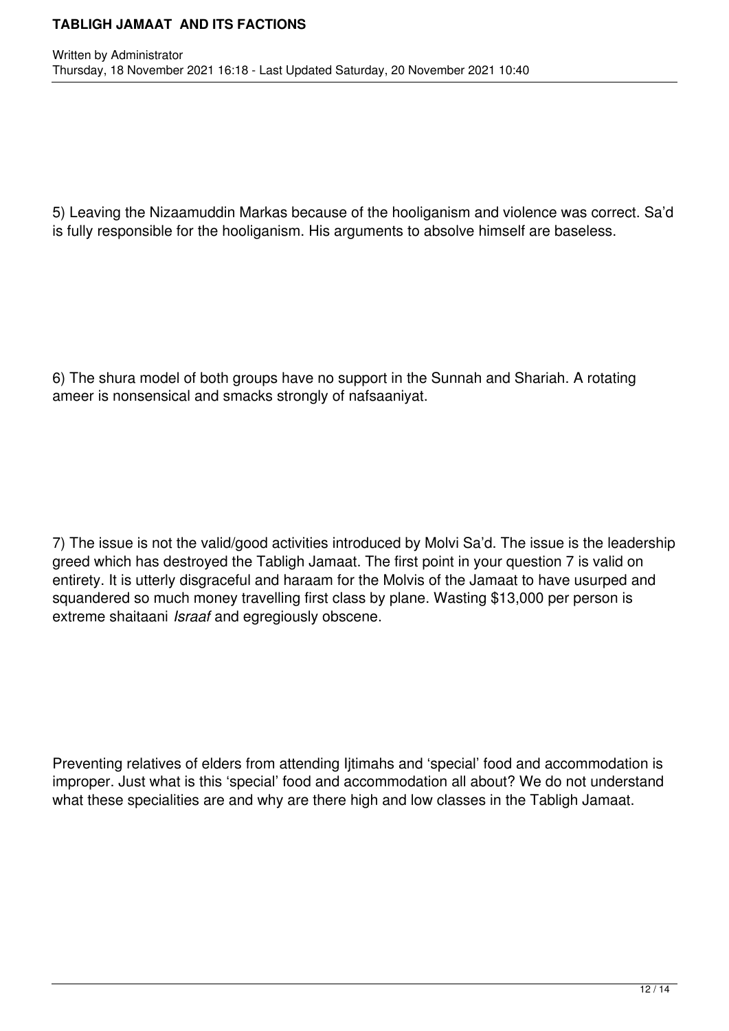5) Leaving the Nizaamuddin Markas because of the hooliganism and violence was correct. Sa'd is fully responsible for the hooliganism. His arguments to absolve himself are baseless.

6) The shura model of both groups have no support in the Sunnah and Shariah. A rotating ameer is nonsensical and smacks strongly of nafsaaniyat.

7) The issue is not the valid/good activities introduced by Molvi Sa'd. The issue is the leadership greed which has destroyed the Tabligh Jamaat. The first point in your question 7 is valid on entirety. It is utterly disgraceful and haraam for the Molvis of the Jamaat to have usurped and squandered so much money travelling first class by plane. Wasting $13,000 per person is extreme shaitaani *Israaf* and egregiously obscene.

Preventing relatives of elders from attending Ijtimahs and 'special' food and accommodation is improper. Just what is this 'special' food and accommodation all about? We do not understand what these specialities are and why are there high and low classes in the Tabligh Jamaat.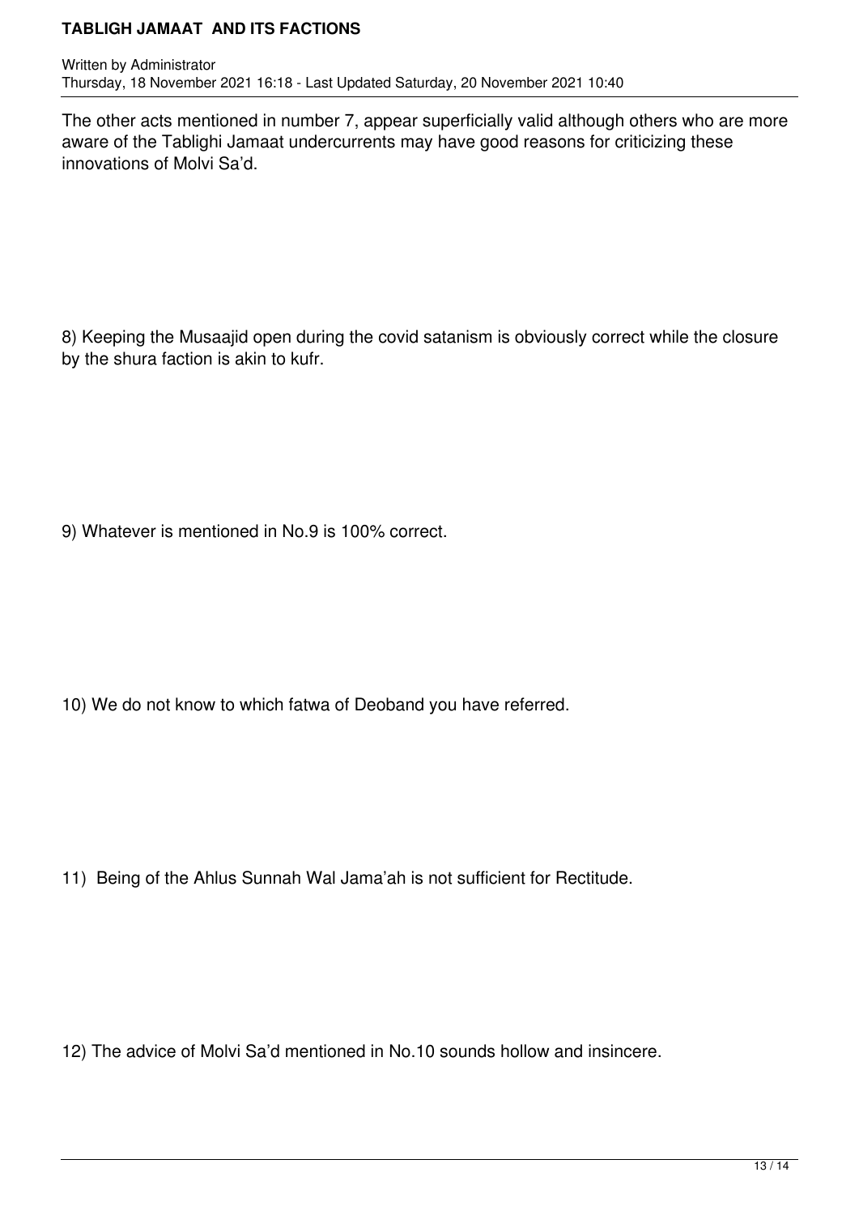The other acts mentioned in number 7, appear superficially valid although others who are more aware of the Tablighi Jamaat undercurrents may have good reasons for criticizing these innovations of Molvi Sa'd.

8) Keeping the Musaajid open during the covid satanism is obviously correct while the closure by the shura faction is akin to kufr.

9) Whatever is mentioned in No.9 is 100% correct.

10) We do not know to which fatwa of Deoband you have referred.

11) Being of the Ahlus Sunnah Wal Jama'ah is not sufficient for Rectitude.

12) The advice of Molvi Sa'd mentioned in No.10 sounds hollow and insincere.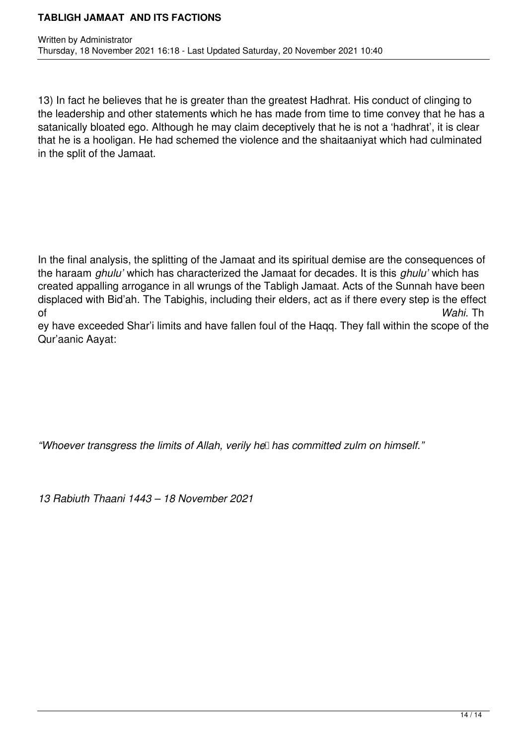13) In fact he believes that he is greater than the greatest Hadhrat. His conduct of clinging to the leadership and other statements which he has made from time to time convey that he has a satanically bloated ego. Although he may claim deceptively that he is not a 'hadhrat', it is clear that he is a hooligan. He had schemed the violence and the shaitaaniyat which had culminated in the split of the Jamaat.

In the final analysis, the splitting of the Jamaat and its spiritual demise are the consequences of the haraam *ghulu'* which has characterized the Jamaat for decades. It is this *ghulu'* which has created appalling arrogance in all wrungs of the Tabligh Jamaat. Acts of the Sunnah have been displaced with Bid'ah. The Tabighis, including their elders, act as if there every step is the effect of *Wahi.* They have exceeded Shar'i limits and have fallen foul of the Haqq. They fall within the scope of the Qur'aanic Aayat:

*"Whoever transgress the limits of Allah, verily he has committed zulm on himself."*

*13 Rabiuth Thaani 1443 – 18 November 2021*